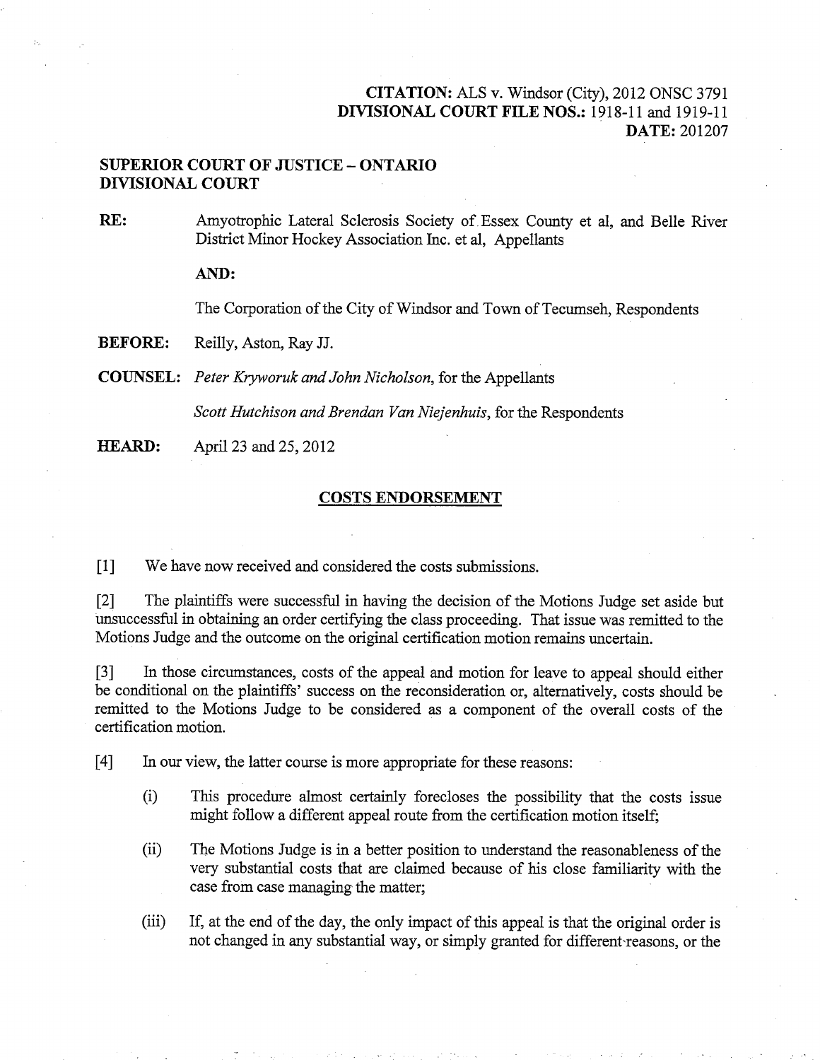**CITATION:** ALS v. Windsor (City), 2012 ONSC 3791
**DIVISIONAL COURT FILE NOS.:** 1918-11 and 1919-11
**DATE:** 201207

**SUPERIOR COURT OF JUSTICE – ONTARIO**
**DIVISIONAL COURT**

**RE:** Amyotrophic Lateral Sclerosis Society of Essex County et al, and Belle River District Minor Hockey Association Inc. et al, Appellants

**AND:**

The Corporation of the City of Windsor and Town of Tecumseh, Respondents

**BEFORE:** Reilly, Aston, Ray JJ.

**COUNSEL:** *Peter Kryworuk and John Nicholson*, for the Appellants

*Scott Hutchison and Brendan Van Niejenhuis*, for the Respondents

**HEARD:** April 23 and 25, 2012

## COSTS ENDORSEMENT

[1] We have now received and considered the costs submissions.

[2] The plaintiffs were successful in having the decision of the Motions Judge set aside but unsuccessful in obtaining an order certifying the class proceeding. That issue was remitted to the Motions Judge and the outcome on the original certification motion remains uncertain.

[3] In those circumstances, costs of the appeal and motion for leave to appeal should either be conditional on the plaintiffs' success on the reconsideration or, alternatively, costs should be remitted to the Motions Judge to be considered as a component of the overall costs of the certification motion.

[4] In our view, the latter course is more appropriate for these reasons:

(i) This procedure almost certainly forecloses the possibility that the costs issue might follow a different appeal route from the certification motion itself;

(ii) The Motions Judge is in a better position to understand the reasonableness of the very substantial costs that are claimed because of his close familiarity with the case from case managing the matter;

(iii) If, at the end of the day, the only impact of this appeal is that the original order is not changed in any substantial way, or simply granted for different reasons, or the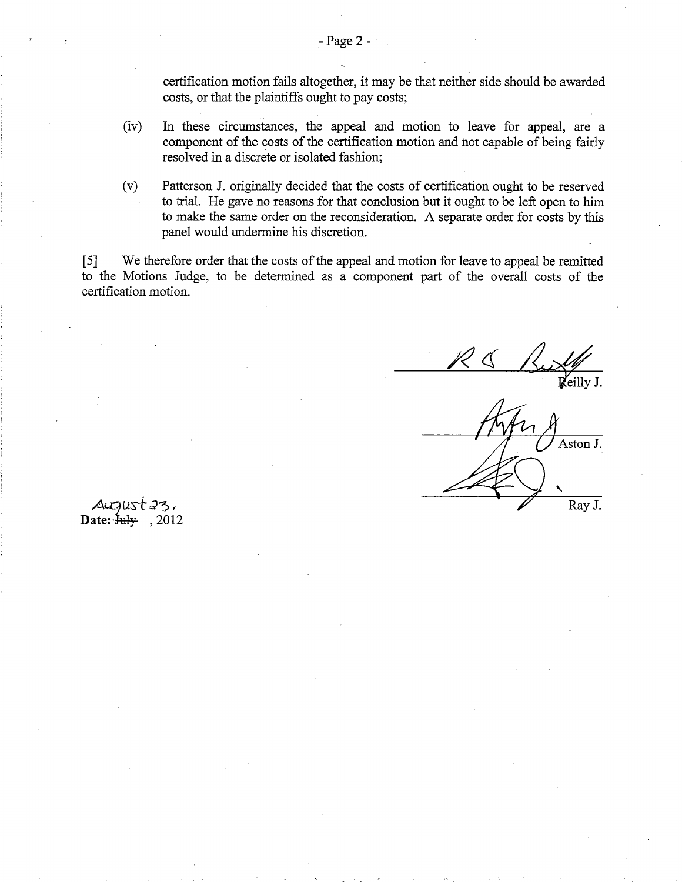certification motion fails altogether, it may be that neither side should be awarded costs, or that the plaintiffs ought to pay costs;

(iv) In these circumstances, the appeal and motion to leave for appeal, are a component of the costs of the certification motion and not capable of being fairly resolved in a discrete or isolated fashion;

(v) Patterson J. originally decided that the costs of certification ought to be reserved to trial. He gave no reasons for that conclusion but it ought to be left open to him to make the same order on the reconsideration. A separate order for costs by this panel would undermine his discretion.

[5] We therefore order that the costs of the appeal and motion for leave to appeal be remitted to the Motions Judge, to be determined as a component part of the overall costs of the certification motion.

Reilly J.

Aston J.

Ray J.

Date: ~~July~~ August 23, 2012